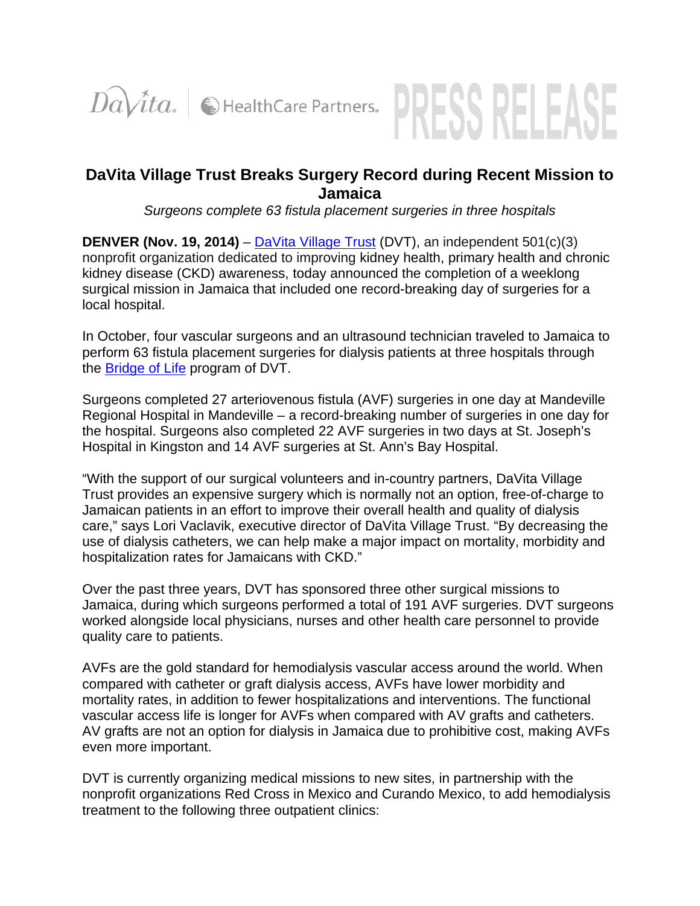DaVita. | HealthCare Partners. **PRESS RELEASE**

# DaVita Village Trust Breaks Surgery Record during Recent Mission to Jamaica

*Surgeons complete 63 fistula placement surgeries in three hospitals*

**DENVER (Nov. 19, 2014)** – DaVita Village Trust (DVT), an independent 501(c)(3) nonprofit organization dedicated to improving kidney health, primary health and chronic kidney disease (CKD) awareness, today announced the completion of a weeklong surgical mission in Jamaica that included one record-breaking day of surgeries for a local hospital.

In October, four vascular surgeons and an ultrasound technician traveled to Jamaica to perform 63 fistula placement surgeries for dialysis patients at three hospitals through the Bridge of Life program of DVT.

Surgeons completed 27 arteriovenous fistula (AVF) surgeries in one day at Mandeville Regional Hospital in Mandeville – a record-breaking number of surgeries in one day for the hospital. Surgeons also completed 22 AVF surgeries in two days at St. Joseph's Hospital in Kingston and 14 AVF surgeries at St. Ann's Bay Hospital.

"With the support of our surgical volunteers and in-country partners, DaVita Village Trust provides an expensive surgery which is normally not an option, free-of-charge to Jamaican patients in an effort to improve their overall health and quality of dialysis care," says Lori Vaclavik, executive director of DaVita Village Trust. "By decreasing the use of dialysis catheters, we can help make a major impact on mortality, morbidity and hospitalization rates for Jamaicans with CKD."

Over the past three years, DVT has sponsored three other surgical missions to Jamaica, during which surgeons performed a total of 191 AVF surgeries. DVT surgeons worked alongside local physicians, nurses and other health care personnel to provide quality care to patients.

AVFs are the gold standard for hemodialysis vascular access around the world. When compared with catheter or graft dialysis access, AVFs have lower morbidity and mortality rates, in addition to fewer hospitalizations and interventions. The functional vascular access life is longer for AVFs when compared with AV grafts and catheters. AV grafts are not an option for dialysis in Jamaica due to prohibitive cost, making AVFs even more important.

DVT is currently organizing medical missions to new sites, in partnership with the nonprofit organizations Red Cross in Mexico and Curando Mexico, to add hemodialysis treatment to the following three outpatient clinics: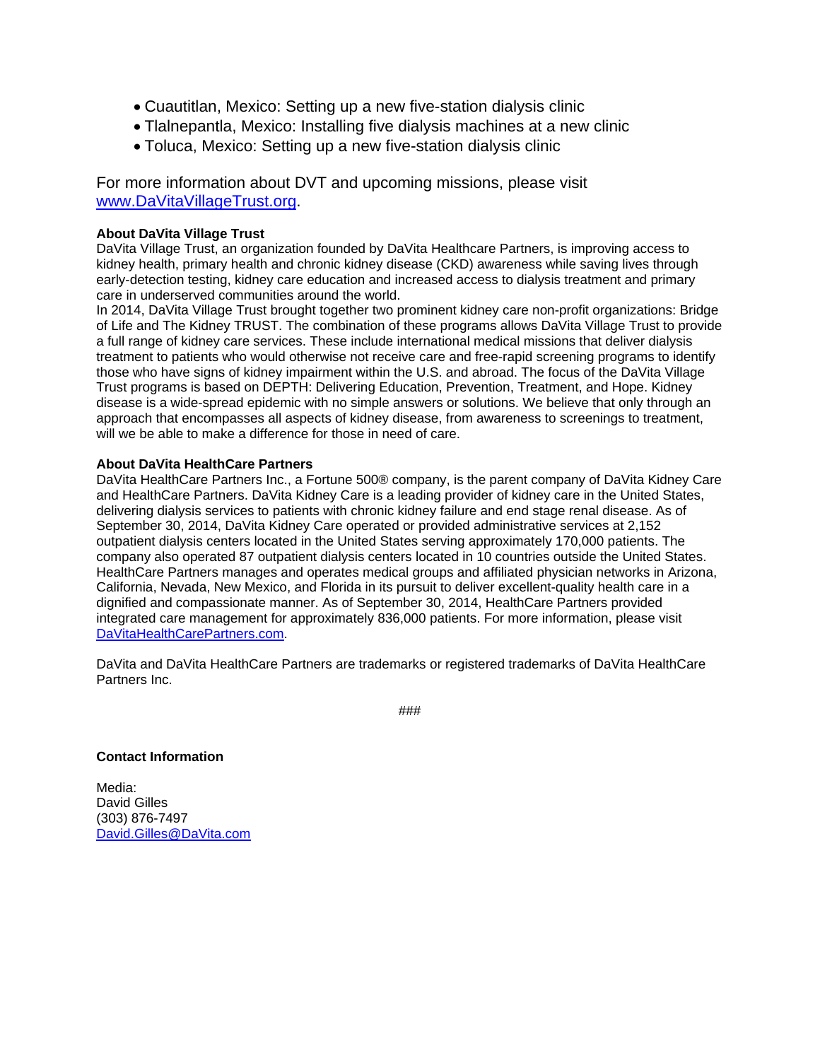- Cuautitlan, Mexico: Setting up a new five-station dialysis clinic
- Tlalnepantla, Mexico: Installing five dialysis machines at a new clinic
- Toluca, Mexico: Setting up a new five-station dialysis clinic

For more information about DVT and upcoming missions, please visit [www.DaVitaVillageTrust.org](http://www.DaVitaVillageTrust.org).

**About DaVita Village Trust**

DaVita Village Trust, an organization founded by DaVita Healthcare Partners, is improving access to kidney health, primary health and chronic kidney disease (CKD) awareness while saving lives through early-detection testing, kidney care education and increased access to dialysis treatment and primary care in underserved communities around the world.

In 2014, DaVita Village Trust brought together two prominent kidney care non-profit organizations: Bridge of Life and The Kidney TRUST. The combination of these programs allows DaVita Village Trust to provide a full range of kidney care services. These include international medical missions that deliver dialysis treatment to patients who would otherwise not receive care and free-rapid screening programs to identify those who have signs of kidney impairment within the U.S. and abroad. The focus of the DaVita Village Trust programs is based on DEPTH: Delivering Education, Prevention, Treatment, and Hope. Kidney disease is a wide-spread epidemic with no simple answers or solutions. We believe that only through an approach that encompasses all aspects of kidney disease, from awareness to screenings to treatment, will we be able to make a difference for those in need of care.

**About DaVita HealthCare Partners**

DaVita HealthCare Partners Inc., a Fortune 500® company, is the parent company of DaVita Kidney Care and HealthCare Partners. DaVita Kidney Care is a leading provider of kidney care in the United States, delivering dialysis services to patients with chronic kidney failure and end stage renal disease. As of September 30, 2014, DaVita Kidney Care operated or provided administrative services at 2,152 outpatient dialysis centers located in the United States serving approximately 170,000 patients. The company also operated 87 outpatient dialysis centers located in 10 countries outside the United States. HealthCare Partners manages and operates medical groups and affiliated physician networks in Arizona, California, Nevada, New Mexico, and Florida in its pursuit to deliver excellent-quality health care in a dignified and compassionate manner. As of September 30, 2014, HealthCare Partners provided integrated care management for approximately 836,000 patients. For more information, please visit [DaVitaHealthCarePartners.com](http://DaVitaHealthCarePartners.com).

DaVita and DaVita HealthCare Partners are trademarks or registered trademarks of DaVita HealthCare Partners Inc.

###

**Contact Information**

Media:
David Gilles
(303) 876-7497
[David.Gilles@DaVita.com](mailto:David.Gilles@DaVita.com)